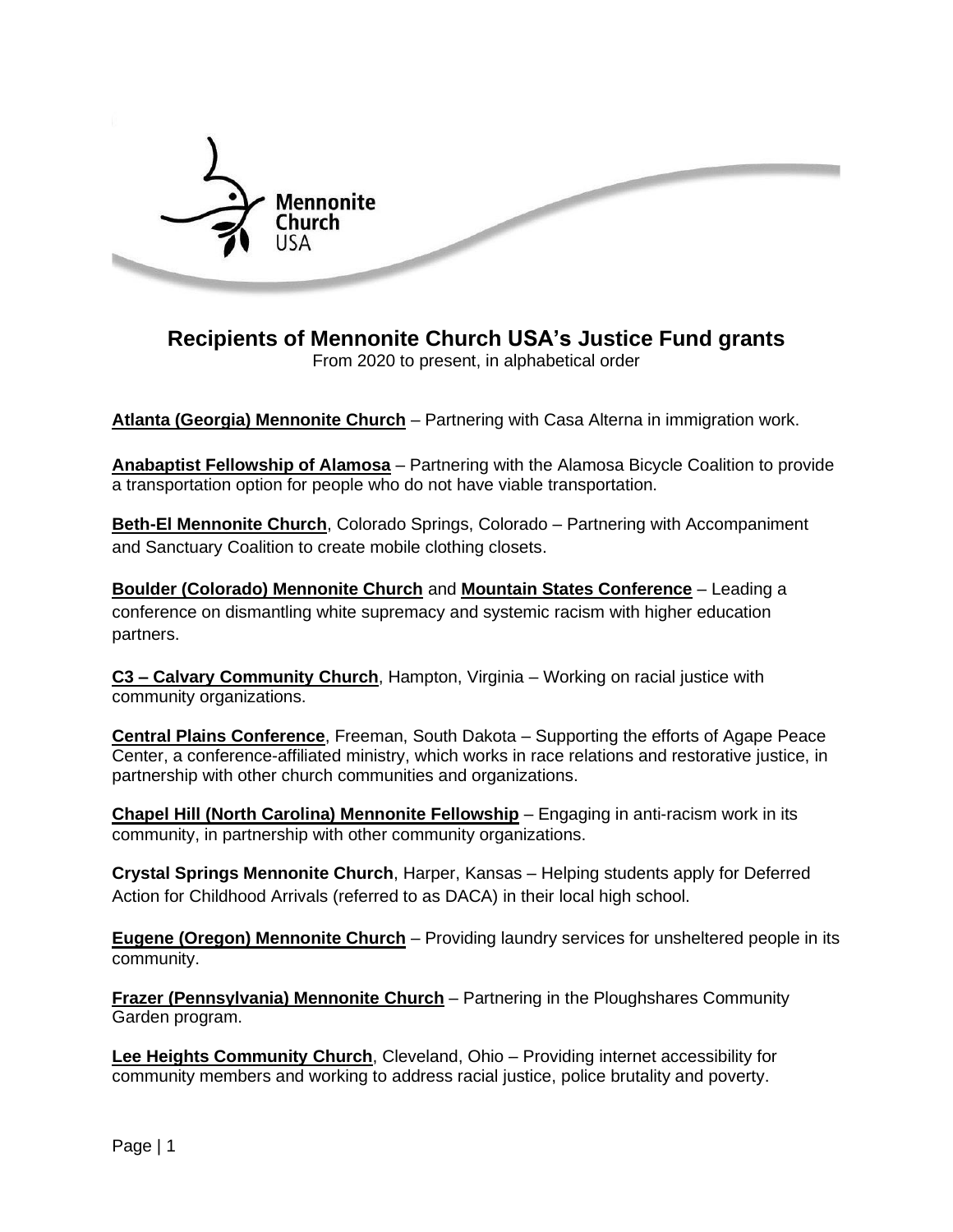# Recipients of Mennonite Church USA's Justice Fund grants

From 2020 to present, in alphabetical order

**Atlanta (Georgia) Mennonite Church** – Partnering with Casa Alterna in immigration work.

**Anabaptist Fellowship of Alamosa** – Partnering with the Alamosa Bicycle Coalition to provide a transportation option for people who do not have viable transportation.

**Beth-El Mennonite Church**, Colorado Springs, Colorado – Partnering with Accompaniment and Sanctuary Coalition to create mobile clothing closets.

**Boulder (Colorado) Mennonite Church** and **Mountain States Conference** – Leading a conference on dismantling white supremacy and systemic racism with higher education partners.

**C3 – Calvary Community Church**, Hampton, Virginia – Working on racial justice with community organizations.

**Central Plains Conference**, Freeman, South Dakota – Supporting the efforts of Agape Peace Center, a conference-affiliated ministry, which works in race relations and restorative justice, in partnership with other church communities and organizations.

**Chapel Hill (North Carolina) Mennonite Fellowship** – Engaging in anti-racism work in its community, in partnership with other community organizations.

**Crystal Springs Mennonite Church**, Harper, Kansas – Helping students apply for Deferred Action for Childhood Arrivals (referred to as DACA) in their local high school.

**Eugene (Oregon) Mennonite Church** – Providing laundry services for unsheltered people in its community.

**Frazer (Pennsylvania) Mennonite Church** – Partnering in the Ploughshares Community Garden program.

**Lee Heights Community Church**, Cleveland, Ohio – Providing internet accessibility for community members and working to address racial justice, police brutality and poverty.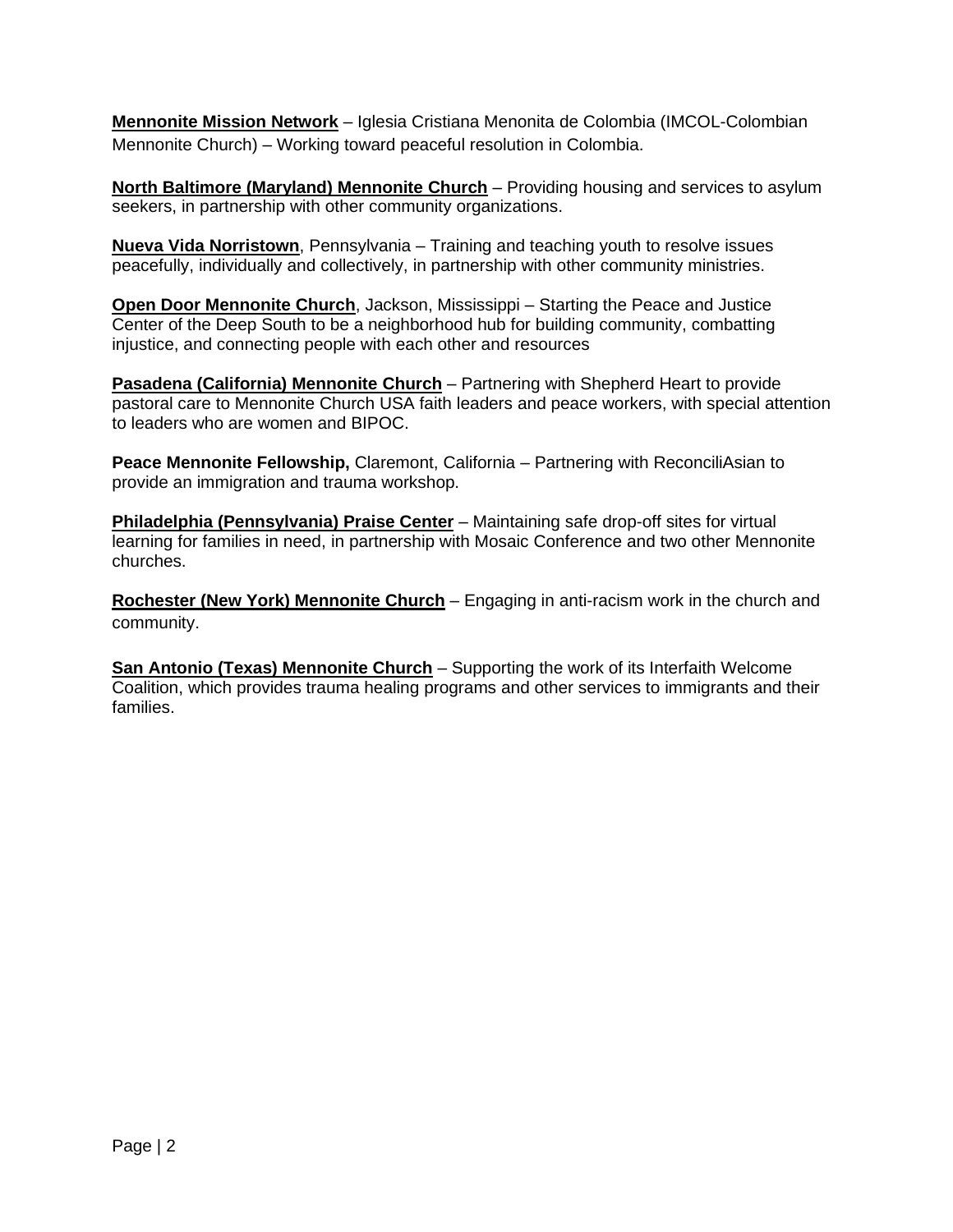**Mennonite Mission Network** – Iglesia Cristiana Menonita de Colombia (IMCOL-Colombian Mennonite Church) – Working toward peaceful resolution in Colombia.

**North Baltimore (Maryland) Mennonite Church** – Providing housing and services to asylum seekers, in partnership with other community organizations.

**Nueva Vida Norristown**, Pennsylvania – Training and teaching youth to resolve issues peacefully, individually and collectively, in partnership with other community ministries.

**Open Door Mennonite Church**, Jackson, Mississippi – Starting the Peace and Justice Center of the Deep South to be a neighborhood hub for building community, combatting injustice, and connecting people with each other and resources

**Pasadena (California) Mennonite Church** – Partnering with Shepherd Heart to provide pastoral care to Mennonite Church USA faith leaders and peace workers, with special attention to leaders who are women and BIPOC.

**Peace Mennonite Fellowship,** Claremont, California – Partnering with ReconciliAsian to provide an immigration and trauma workshop.

**Philadelphia (Pennsylvania) Praise Center** – Maintaining safe drop-off sites for virtual learning for families in need, in partnership with Mosaic Conference and two other Mennonite churches.

**Rochester (New York) Mennonite Church** – Engaging in anti-racism work in the church and community.

**San Antonio (Texas) Mennonite Church** – Supporting the work of its Interfaith Welcome Coalition, which provides trauma healing programs and other services to immigrants and their families.